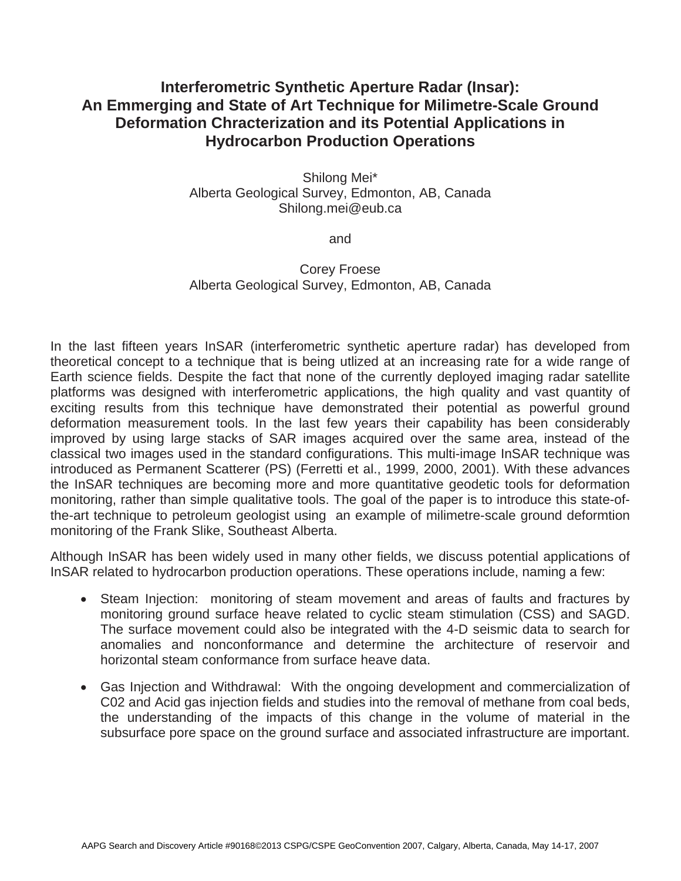# Interferometric Synthetic Aperture Radar (Insar): An Emmerging and State of Art Technique for Milimetre-Scale Ground Deformation Chracterization and its Potential Applications in Hydrocarbon Production Operations

Shilong Mei*
Alberta Geological Survey, Edmonton, AB, Canada
Shilong.mei@eub.ca

and

Corey Froese
Alberta Geological Survey, Edmonton, AB, Canada

In the last fifteen years InSAR (interferometric synthetic aperture radar) has developed from theoretical concept to a technique that is being utlized at an increasing rate for a wide range of Earth science fields. Despite the fact that none of the currently deployed imaging radar satellite platforms was designed with interferometric applications, the high quality and vast quantity of exciting results from this technique have demonstrated their potential as powerful ground deformation measurement tools. In the last few years their capability has been considerably improved by using large stacks of SAR images acquired over the same area, instead of the classical two images used in the standard configurations. This multi-image InSAR technique was introduced as Permanent Scatterer (PS) (Ferretti et al., 1999, 2000, 2001). With these advances the InSAR techniques are becoming more and more quantitative geodetic tools for deformation monitoring, rather than simple qualitative tools. The goal of the paper is to introduce this state-of-the-art technique to petroleum geologist using an example of milimetre-scale ground deformtion monitoring of the Frank Slike, Southeast Alberta.

Although InSAR has been widely used in many other fields, we discuss potential applications of InSAR related to hydrocarbon production operations. These operations include, naming a few:

- Steam Injection: monitoring of steam movement and areas of faults and fractures by monitoring ground surface heave related to cyclic steam stimulation (CSS) and SAGD. The surface movement could also be integrated with the 4-D seismic data to search for anomalies and nonconformance and determine the architecture of reservoir and horizontal steam conformance from surface heave data.
- Gas Injection and Withdrawal: With the ongoing development and commercialization of C02 and Acid gas injection fields and studies into the removal of methane from coal beds, the understanding of the impacts of this change in the volume of material in the subsurface pore space on the ground surface and associated infrastructure are important.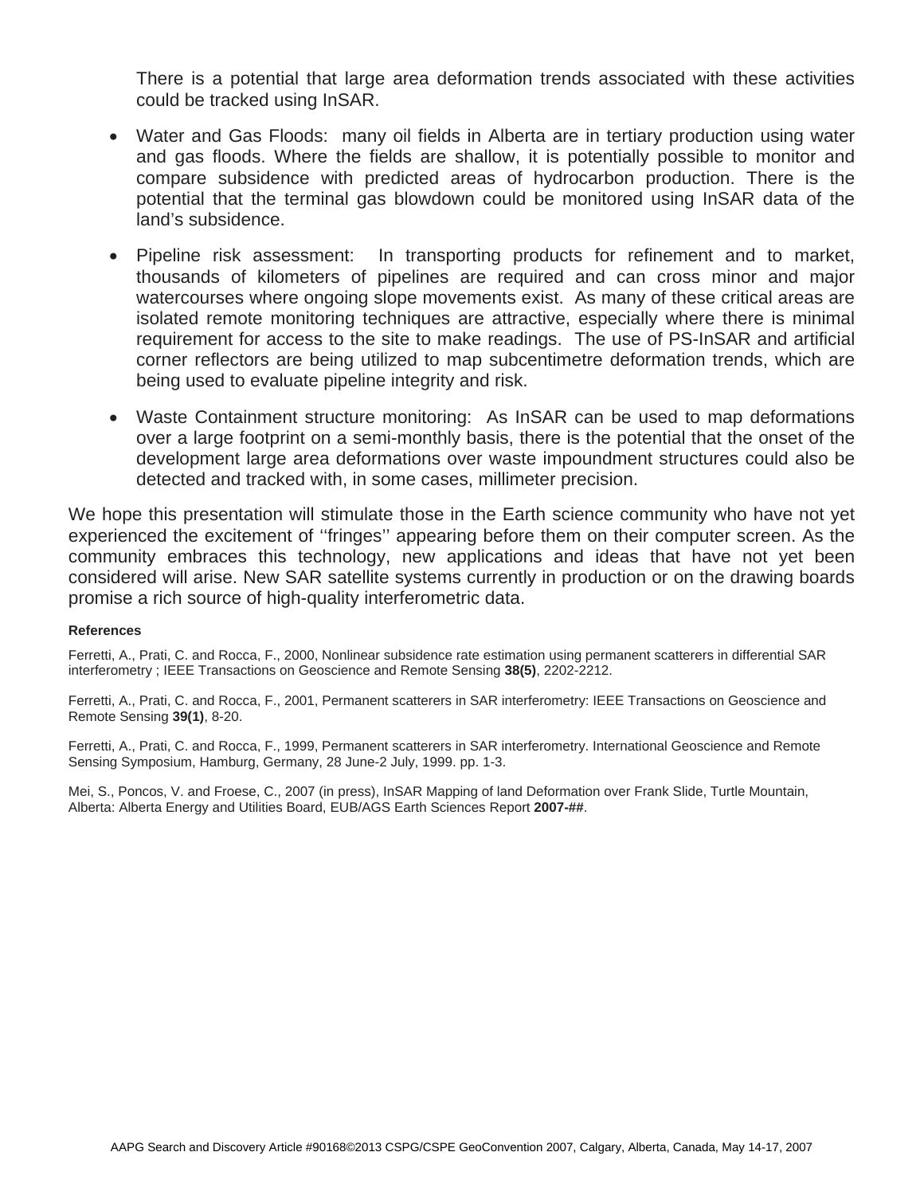There is a potential that large area deformation trends associated with these activities could be tracked using InSAR.

- Water and Gas Floods: many oil fields in Alberta are in tertiary production using water and gas floods. Where the fields are shallow, it is potentially possible to monitor and compare subsidence with predicted areas of hydrocarbon production. There is the potential that the terminal gas blowdown could be monitored using InSAR data of the land's subsidence.
- Pipeline risk assessment: In transporting products for refinement and to market, thousands of kilometers of pipelines are required and can cross minor and major watercourses where ongoing slope movements exist. As many of these critical areas are isolated remote monitoring techniques are attractive, especially where there is minimal requirement for access to the site to make readings. The use of PS-InSAR and artificial corner reflectors are being utilized to map subcentimetre deformation trends, which are being used to evaluate pipeline integrity and risk.
- Waste Containment structure monitoring: As InSAR can be used to map deformations over a large footprint on a semi-monthly basis, there is the potential that the onset of the development large area deformations over waste impoundment structures could also be detected and tracked with, in some cases, millimeter precision.

We hope this presentation will stimulate those in the Earth science community who have not yet experienced the excitement of ''fringes'' appearing before them on their computer screen. As the community embraces this technology, new applications and ideas that have not yet been considered will arise. New SAR satellite systems currently in production or on the drawing boards promise a rich source of high-quality interferometric data.

#### References

Ferretti, A., Prati, C. and Rocca, F., 2000, Nonlinear subsidence rate estimation using permanent scatterers in differential SAR interferometry ; IEEE Transactions on Geoscience and Remote Sensing **38(5)**, 2202-2212.

Ferretti, A., Prati, C. and Rocca, F., 2001, Permanent scatterers in SAR interferometry: IEEE Transactions on Geoscience and Remote Sensing **39(1)**, 8-20.

Ferretti, A., Prati, C. and Rocca, F., 1999, Permanent scatterers in SAR interferometry. International Geoscience and Remote Sensing Symposium, Hamburg, Germany, 28 June-2 July, 1999. pp. 1-3.

Mei, S., Poncos, V. and Froese, C., 2007 (in press), InSAR Mapping of land Deformation over Frank Slide, Turtle Mountain, Alberta: Alberta Energy and Utilities Board, EUB/AGS Earth Sciences Report **2007-##**.